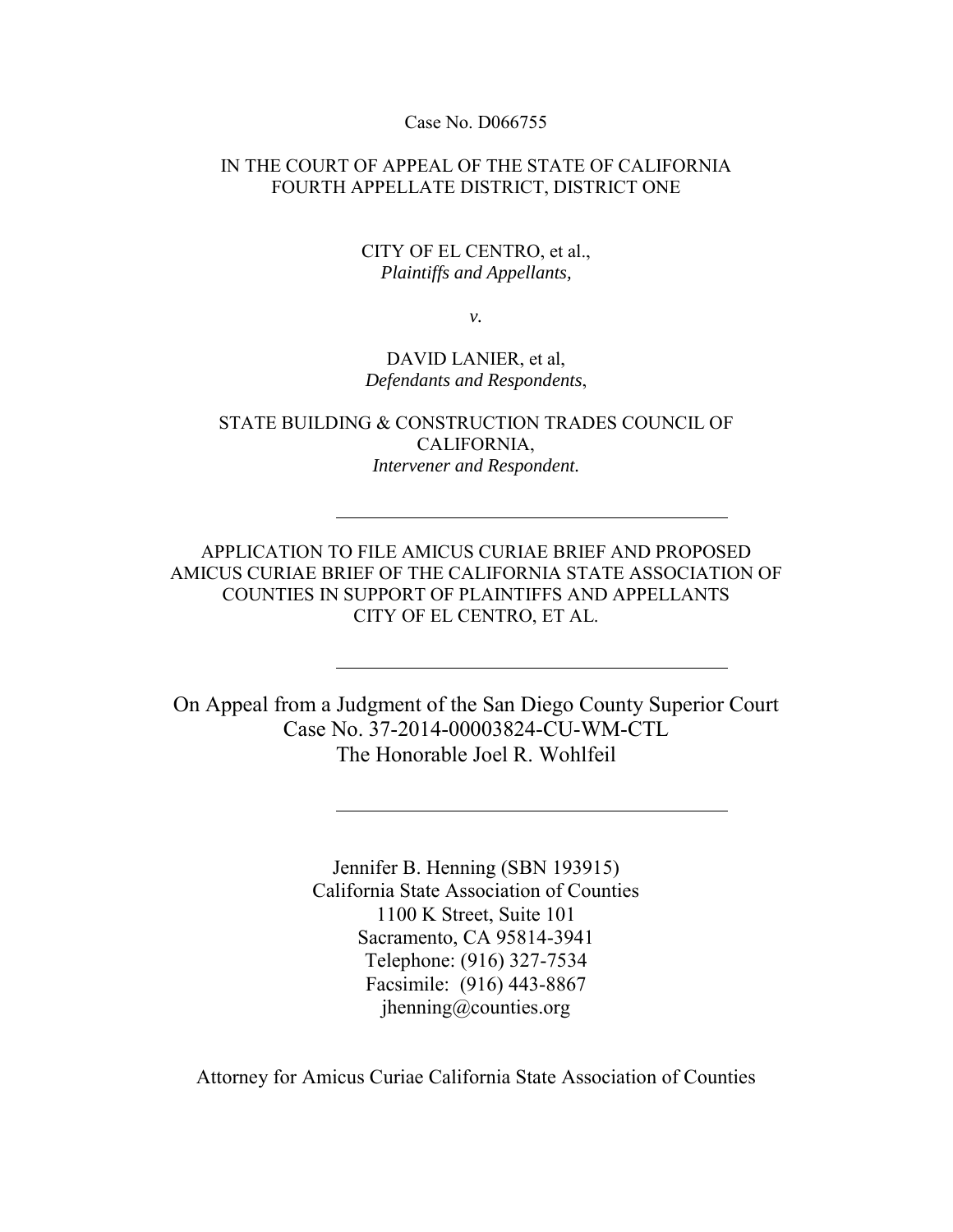Case No. D066755

IN THE COURT OF APPEAL OF THE STATE OF CALIFORNIA
FOURTH APPELLATE DISTRICT, DISTRICT ONE

CITY OF EL CENTRO, et al.,
*Plaintiffs and Appellants,*

*v.*

DAVID LANIER, et al,
*Defendants and Respondents*,

STATE BUILDING & CONSTRUCTION TRADES COUNCIL OF CALIFORNIA,
*Intervener and Respondent.*

---

APPLICATION TO FILE AMICUS CURIAE BRIEF AND PROPOSED AMICUS CURIAE BRIEF OF THE CALIFORNIA STATE ASSOCIATION OF COUNTIES IN SUPPORT OF PLAINTIFFS AND APPELLANTS CITY OF EL CENTRO, ET AL.

---

On Appeal from a Judgment of the San Diego County Superior Court
Case No. 37-2014-00003824-CU-WM-CTL
The Honorable Joel R. Wohlfeil

---

Jennifer B. Henning (SBN 193915)
California State Association of Counties
1100 K Street, Suite 101
Sacramento, CA 95814-3941
Telephone: (916) 327-7534
Facsimile: (916) 443-8867
jhenning@counties.org

Attorney for Amicus Curiae California State Association of Counties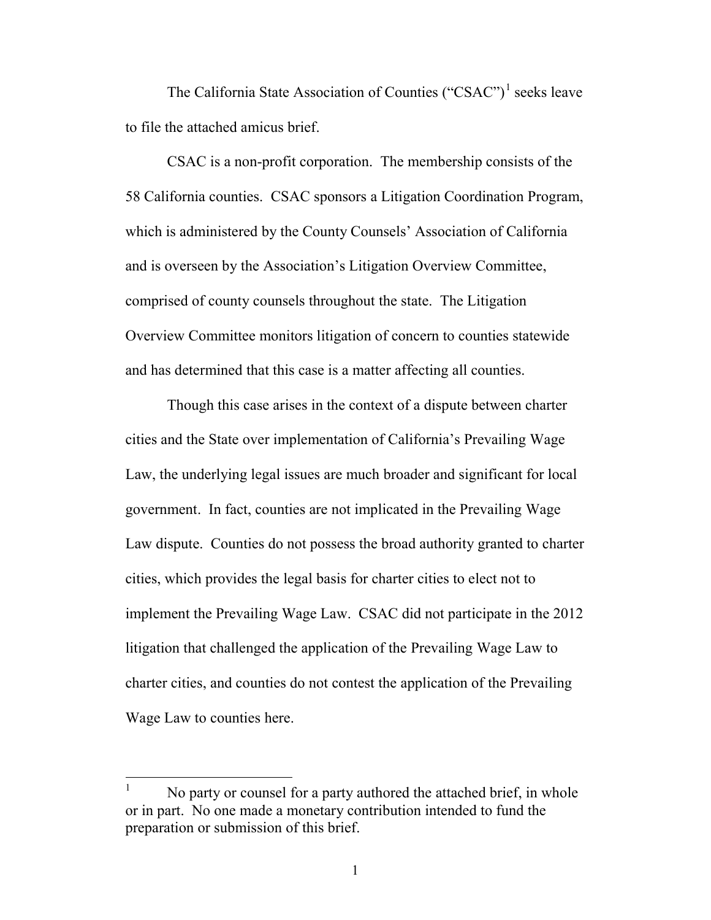The California State Association of Counties ("CSAC")[1] seeks leave to file the attached amicus brief.

CSAC is a non-profit corporation. The membership consists of the 58 California counties. CSAC sponsors a Litigation Coordination Program, which is administered by the County Counsels' Association of California and is overseen by the Association's Litigation Overview Committee, comprised of county counsels throughout the state. The Litigation Overview Committee monitors litigation of concern to counties statewide and has determined that this case is a matter affecting all counties.

Though this case arises in the context of a dispute between charter cities and the State over implementation of California's Prevailing Wage Law, the underlying legal issues are much broader and significant for local government. In fact, counties are not implicated in the Prevailing Wage Law dispute. Counties do not possess the broad authority granted to charter cities, which provides the legal basis for charter cities to elect not to implement the Prevailing Wage Law. CSAC did not participate in the 2012 litigation that challenged the application of the Prevailing Wage Law to charter cities, and counties do not contest the application of the Prevailing Wage Law to counties here.

---

[1] No party or counsel for a party authored the attached brief, in whole or in part. No one made a monetary contribution intended to fund the preparation or submission of this brief.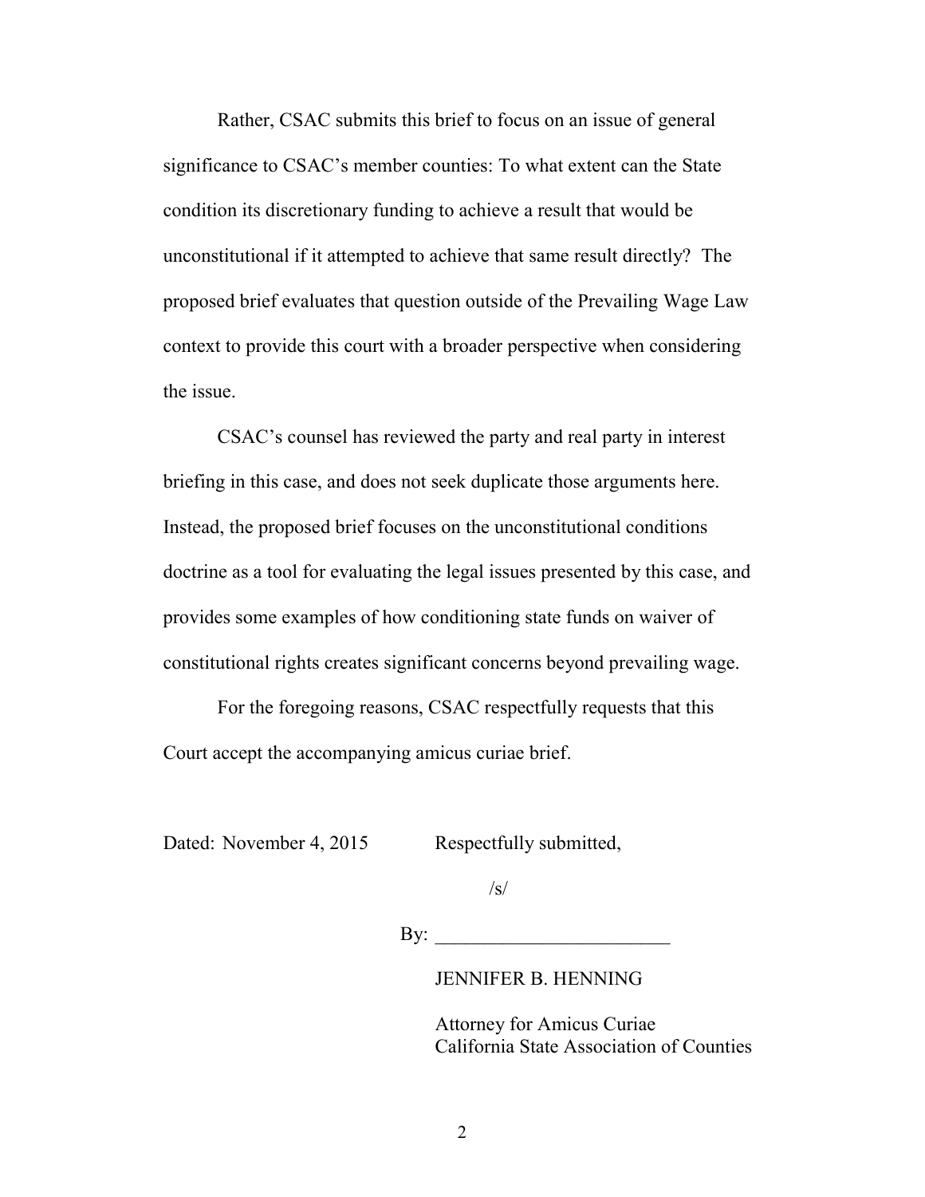Rather, CSAC submits this brief to focus on an issue of general significance to CSAC's member counties: To what extent can the State condition its discretionary funding to achieve a result that would be unconstitutional if it attempted to achieve that same result directly? The proposed brief evaluates that question outside of the Prevailing Wage Law context to provide this court with a broader perspective when considering the issue.

CSAC's counsel has reviewed the party and real party in interest briefing in this case, and does not seek duplicate those arguments here. Instead, the proposed brief focuses on the unconstitutional conditions doctrine as a tool for evaluating the legal issues presented by this case, and provides some examples of how conditioning state funds on waiver of constitutional rights creates significant concerns beyond prevailing wage.

For the foregoing reasons, CSAC respectfully requests that this Court accept the accompanying amicus curiae brief.

Dated: November 4, 2015

Respectfully submitted,

/s/

By: ________________________

JENNIFER B. HENNING

Attorney for Amicus Curiae
California State Association of Counties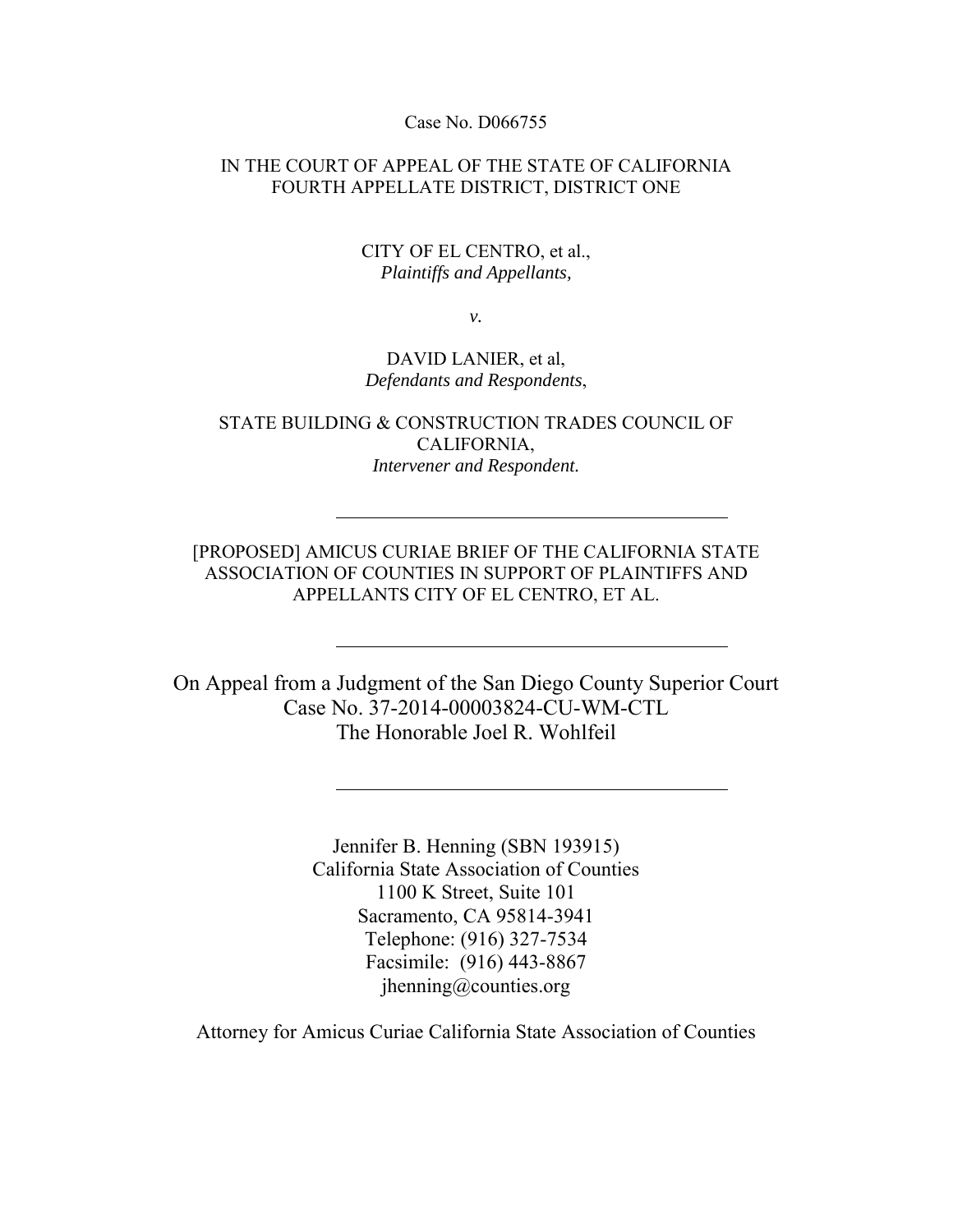Case No. D066755

IN THE COURT OF APPEAL OF THE STATE OF CALIFORNIA
FOURTH APPELLATE DISTRICT, DISTRICT ONE

CITY OF EL CENTRO, et al.,
*Plaintiffs and Appellants,*

*v.*

DAVID LANIER, et al,
*Defendants and Respondents*,

STATE BUILDING & CONSTRUCTION TRADES COUNCIL OF CALIFORNIA,
*Intervener and Respondent.*

---

[PROPOSED] AMICUS CURIAE BRIEF OF THE CALIFORNIA STATE ASSOCIATION OF COUNTIES IN SUPPORT OF PLAINTIFFS AND APPELLANTS CITY OF EL CENTRO, ET AL.

---

On Appeal from a Judgment of the San Diego County Superior Court
Case No. 37-2014-00003824-CU-WM-CTL
The Honorable Joel R. Wohlfeil

---

Jennifer B. Henning (SBN 193915)
California State Association of Counties
1100 K Street, Suite 101
Sacramento, CA 95814-3941
Telephone: (916) 327-7534
Facsimile: (916) 443-8867
jhenning@counties.org

Attorney for Amicus Curiae California State Association of Counties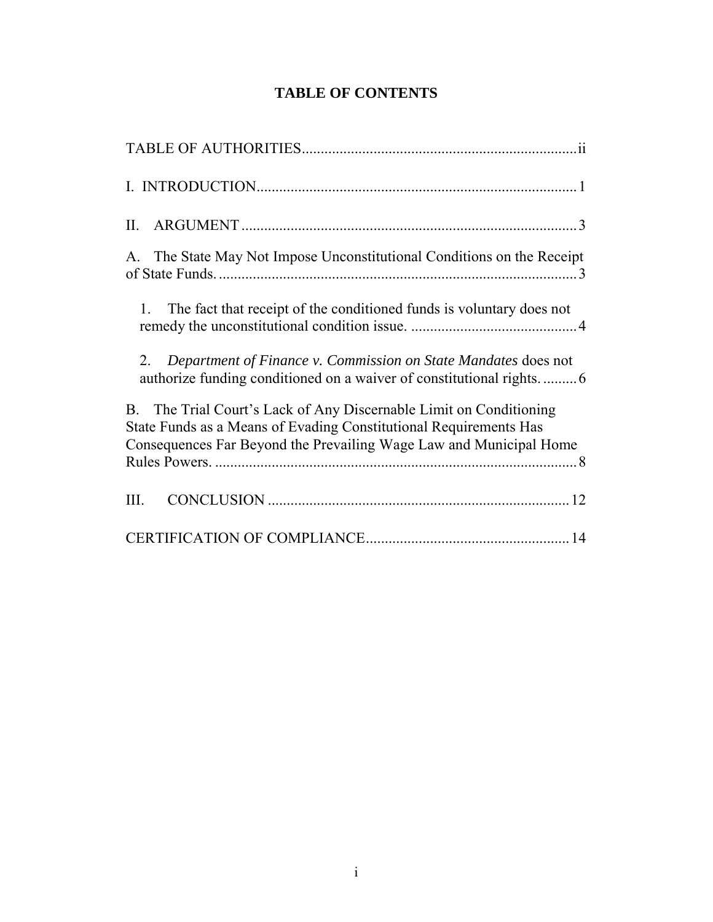# TABLE OF CONTENTS

TABLE OF AUTHORITIES.......................................................................ii

I. INTRODUCTION....................................................................................1

II. ARGUMENT ........................................................................................3

A. The State May Not Impose Unconstitutional Conditions on the Receipt of State Funds. ...............................................................................................3

1. The fact that receipt of the conditioned funds is voluntary does not remedy the unconstitutional condition issue. ............................................4

2. *Department of Finance v. Commission on State Mandates* does not authorize funding conditioned on a waiver of constitutional rights. .........6

B. The Trial Court's Lack of Any Discernable Limit on Conditioning State Funds as a Means of Evading Constitutional Requirements Has Consequences Far Beyond the Prevailing Wage Law and Municipal Home Rules Powers. ................................................................................................8

III. CONCLUSION ...............................................................................12

CERTIFICATION OF COMPLIANCE.....................................................14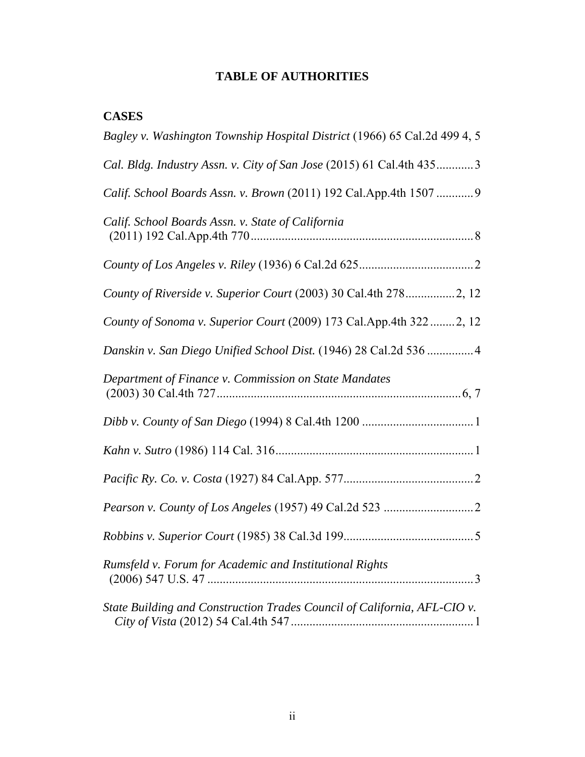# TABLE OF AUTHORITIES

## CASES

*Bagley v. Washington Township Hospital District* (1966) 65 Cal.2d 499 4, 5

*Cal. Bldg. Industry Assn. v. City of San Jose* (2015) 61 Cal.4th 435............3

*Calif. School Boards Assn. v. Brown* (2011) 192 Cal.App.4th 1507 ............9

*Calif. School Boards Assn. v. State of California* (2011) 192 Cal.App.4th 770.......................................................................8

*County of Los Angeles v. Riley* (1936) 6 Cal.2d 625....................................2

*County of Riverside v. Superior Court* (2003) 30 Cal.4th 278................2, 12

*County of Sonoma v. Superior Court* (2009) 173 Cal.App.4th 322........2, 12

*Danskin v. San Diego Unified School Dist.* (1946) 28 Cal.2d 536 ..............4

*Department of Finance v. Commission on State Mandates* (2003) 30 Cal.4th 727..............................................................................6, 7

*Dibb v. County of San Diego* (1994) 8 Cal.4th 1200 ...................................1

*Kahn v. Sutro* (1986) 114 Cal. 316...............................................................1

*Pacific Ry. Co. v. Costa* (1927) 84 Cal.App. 577.........................................2

*Pearson v. County of Los Angeles* (1957) 49 Cal.2d 523 ............................2

*Robbins v. Superior Court* (1985) 38 Cal.3d 199..........................................5

*Rumsfeld v. Forum for Academic and Institutional Rights* (2006) 547 U.S. 47 .....................................................................................3

*State Building and Construction Trades Council of California, AFL-CIO v. City of Vista* (2012) 54 Cal.4th 547..........................................................1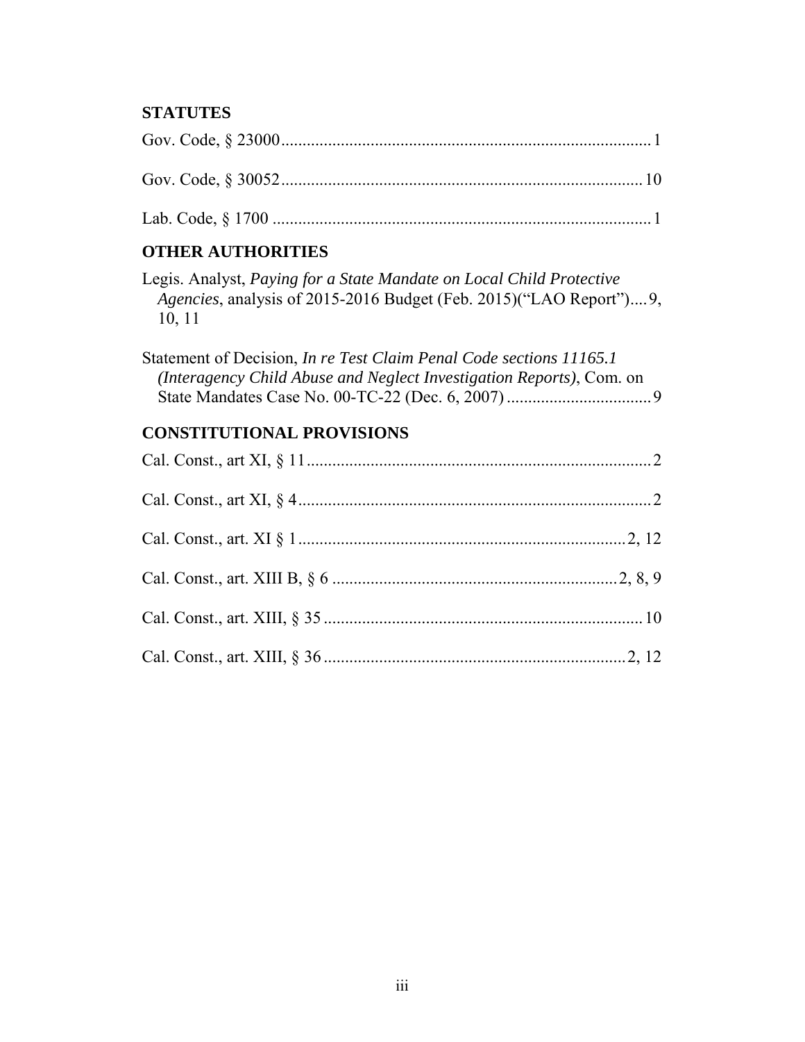## STATUTES

Gov. Code, § 23000 .......................................................................................... 1

Gov. Code, § 30052 .......................................................................................... 10

Lab. Code, § 1700 .......................................................................................... 1

## OTHER AUTHORITIES

Legis. Analyst, *Paying for a State Mandate on Local Child Protective Agencies*, analysis of 2015-2016 Budget (Feb. 2015)("LAO Report") .... 9, 10, 11

Statement of Decision, *In re Test Claim Penal Code sections 11165.1 (Interagency Child Abuse and Neglect Investigation Reports)*, Com. on State Mandates Case No. 00-TC-22 (Dec. 6, 2007) .................................. 9

## CONSTITUTIONAL PROVISIONS

Cal. Const., art XI, § 11 .......................................................................................... 2

Cal. Const., art XI, § 4 .......................................................................................... 2

Cal. Const., art. XI § 1 .......................................................................................... 2, 12

Cal. Const., art. XIII B, § 6 .......................................................................................... 2, 8, 9

Cal. Const., art. XIII, § 35 .......................................................................................... 10

Cal. Const., art. XIII, § 36 .......................................................................................... 2, 12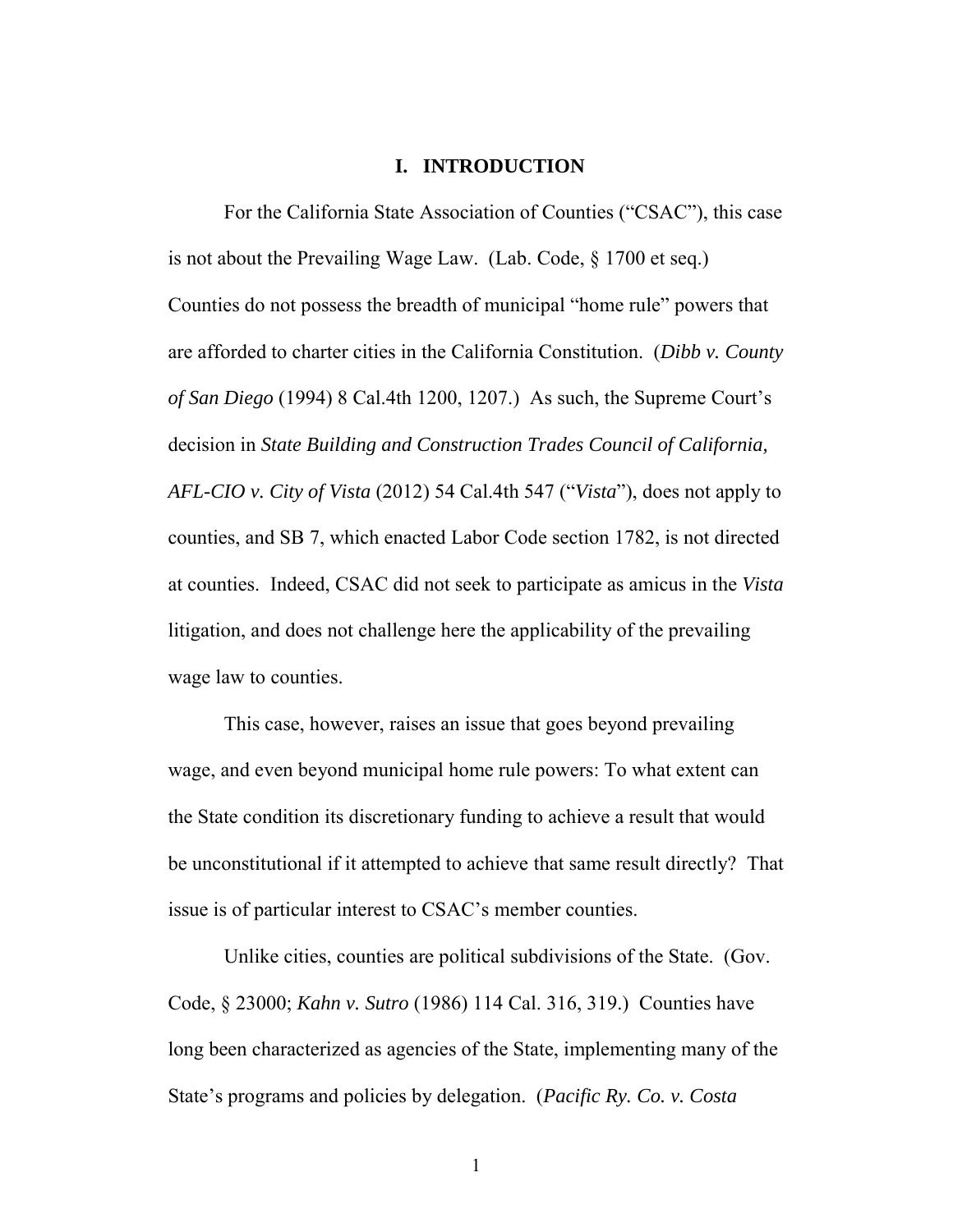# I. INTRODUCTION

For the California State Association of Counties ("CSAC"), this case is not about the Prevailing Wage Law. (Lab. Code, § 1700 et seq.) Counties do not possess the breadth of municipal "home rule" powers that are afforded to charter cities in the California Constitution. (*Dibb v. County of San Diego* (1994) 8 Cal.4th 1200, 1207.) As such, the Supreme Court's decision in *State Building and Construction Trades Council of California, AFL-CIO v. City of Vista* (2012) 54 Cal.4th 547 ("*Vista*"), does not apply to counties, and SB 7, which enacted Labor Code section 1782, is not directed at counties. Indeed, CSAC did not seek to participate as amicus in the *Vista* litigation, and does not challenge here the applicability of the prevailing wage law to counties.

This case, however, raises an issue that goes beyond prevailing wage, and even beyond municipal home rule powers: To what extent can the State condition its discretionary funding to achieve a result that would be unconstitutional if it attempted to achieve that same result directly? That issue is of particular interest to CSAC's member counties.

Unlike cities, counties are political subdivisions of the State. (Gov. Code, § 23000; *Kahn v. Sutro* (1986) 114 Cal. 316, 319.) Counties have long been characterized as agencies of the State, implementing many of the State's programs and policies by delegation. (*Pacific Ry. Co. v. Costa*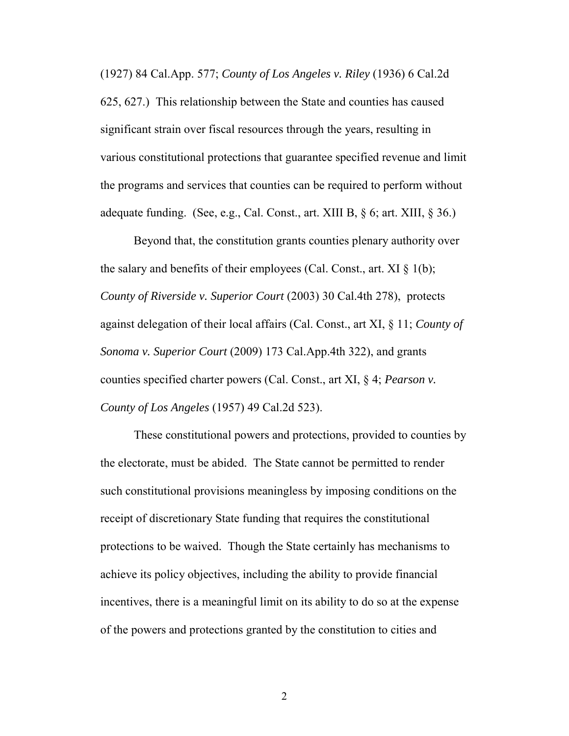(1927) 84 Cal.App. 577; *County of Los Angeles v. Riley* (1936) 6 Cal.2d 625, 627.) This relationship between the State and counties has caused significant strain over fiscal resources through the years, resulting in various constitutional protections that guarantee specified revenue and limit the programs and services that counties can be required to perform without adequate funding. (See, e.g., Cal. Const., art. XIII B, § 6; art. XIII, § 36.)

Beyond that, the constitution grants counties plenary authority over the salary and benefits of their employees (Cal. Const., art. XI § 1(b); *County of Riverside v. Superior Court* (2003) 30 Cal.4th 278), protects against delegation of their local affairs (Cal. Const., art XI, § 11; *County of Sonoma v. Superior Court* (2009) 173 Cal.App.4th 322), and grants counties specified charter powers (Cal. Const., art XI, § 4; *Pearson v. County of Los Angeles* (1957) 49 Cal.2d 523).

These constitutional powers and protections, provided to counties by the electorate, must be abided. The State cannot be permitted to render such constitutional provisions meaningless by imposing conditions on the receipt of discretionary State funding that requires the constitutional protections to be waived. Though the State certainly has mechanisms to achieve its policy objectives, including the ability to provide financial incentives, there is a meaningful limit on its ability to do so at the expense of the powers and protections granted by the constitution to cities and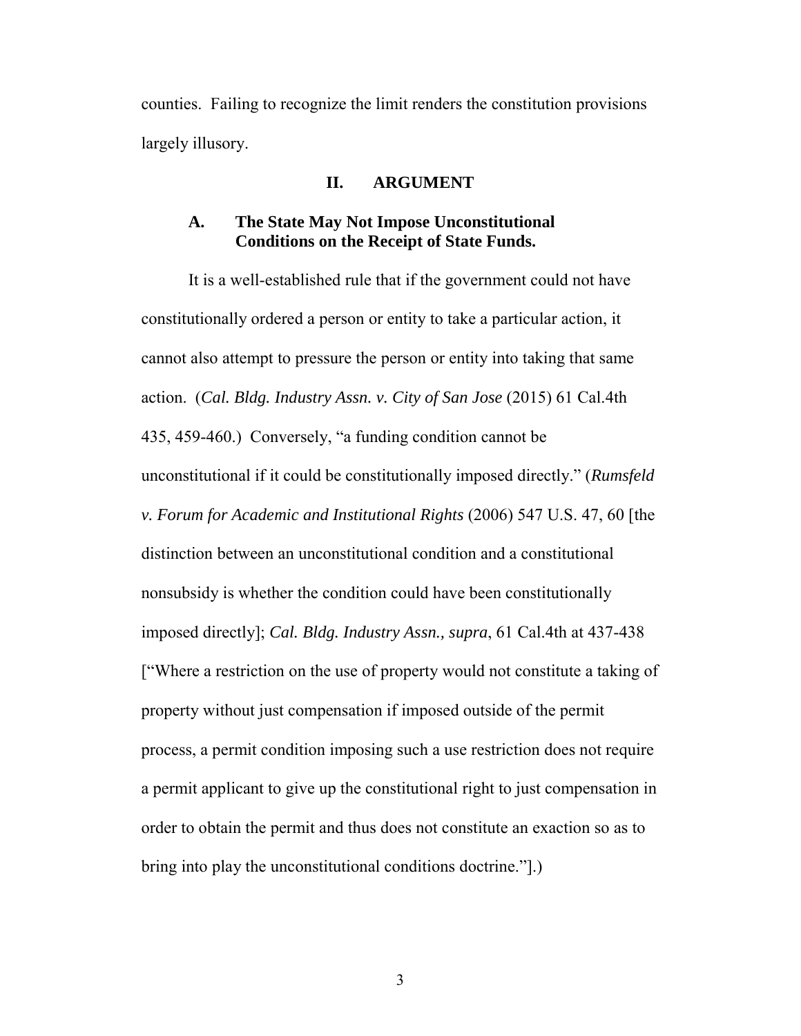counties. Failing to recognize the limit renders the constitution provisions largely illusory.

## II. ARGUMENT

### A. The State May Not Impose Unconstitutional Conditions on the Receipt of State Funds.

It is a well-established rule that if the government could not have constitutionally ordered a person or entity to take a particular action, it cannot also attempt to pressure the person or entity into taking that same action. (*Cal. Bldg. Industry Assn. v. City of San Jose* (2015) 61 Cal.4th 435, 459-460.) Conversely, "a funding condition cannot be unconstitutional if it could be constitutionally imposed directly." (*Rumsfeld v. Forum for Academic and Institutional Rights* (2006) 547 U.S. 47, 60 [the distinction between an unconstitutional condition and a constitutional nonsubsidy is whether the condition could have been constitutionally imposed directly]; *Cal. Bldg. Industry Assn., supra*, 61 Cal.4th at 437-438 ["Where a restriction on the use of property would not constitute a taking of property without just compensation if imposed outside of the permit process, a permit condition imposing such a use restriction does not require a permit applicant to give up the constitutional right to just compensation in order to obtain the permit and thus does not constitute an exaction so as to bring into play the unconstitutional conditions doctrine."].)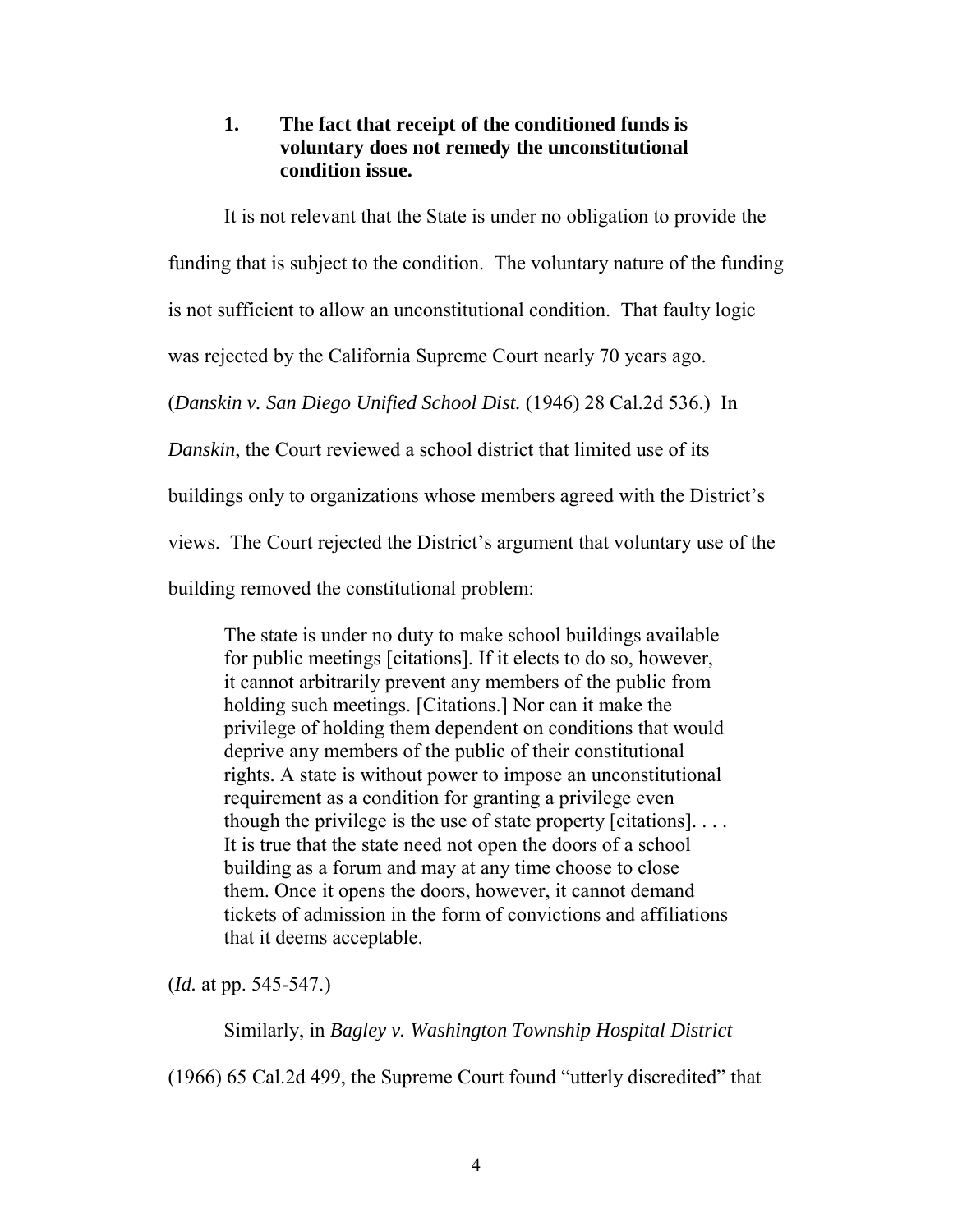### 1. The fact that receipt of the conditioned funds is voluntary does not remedy the unconstitutional condition issue.

It is not relevant that the State is under no obligation to provide the funding that is subject to the condition. The voluntary nature of the funding is not sufficient to allow an unconstitutional condition. That faulty logic was rejected by the California Supreme Court nearly 70 years ago. (*Danskin v. San Diego Unified School Dist.* (1946) 28 Cal.2d 536.) In *Danskin*, the Court reviewed a school district that limited use of its buildings only to organizations whose members agreed with the District's views. The Court rejected the District's argument that voluntary use of the building removed the constitutional problem:

> The state is under no duty to make school buildings available for public meetings [citations]. If it elects to do so, however, it cannot arbitrarily prevent any members of the public from holding such meetings. [Citations.] Nor can it make the privilege of holding them dependent on conditions that would deprive any members of the public of their constitutional rights. A state is without power to impose an unconstitutional requirement as a condition for granting a privilege even though the privilege is the use of state property [citations]. . . . It is true that the state need not open the doors of a school building as a forum and may at any time choose to close them. Once it opens the doors, however, it cannot demand tickets of admission in the form of convictions and affiliations that it deems acceptable.

(*Id.* at pp. 545-547.)

Similarly, in *Bagley v. Washington Township Hospital District* (1966) 65 Cal.2d 499, the Supreme Court found "utterly discredited" that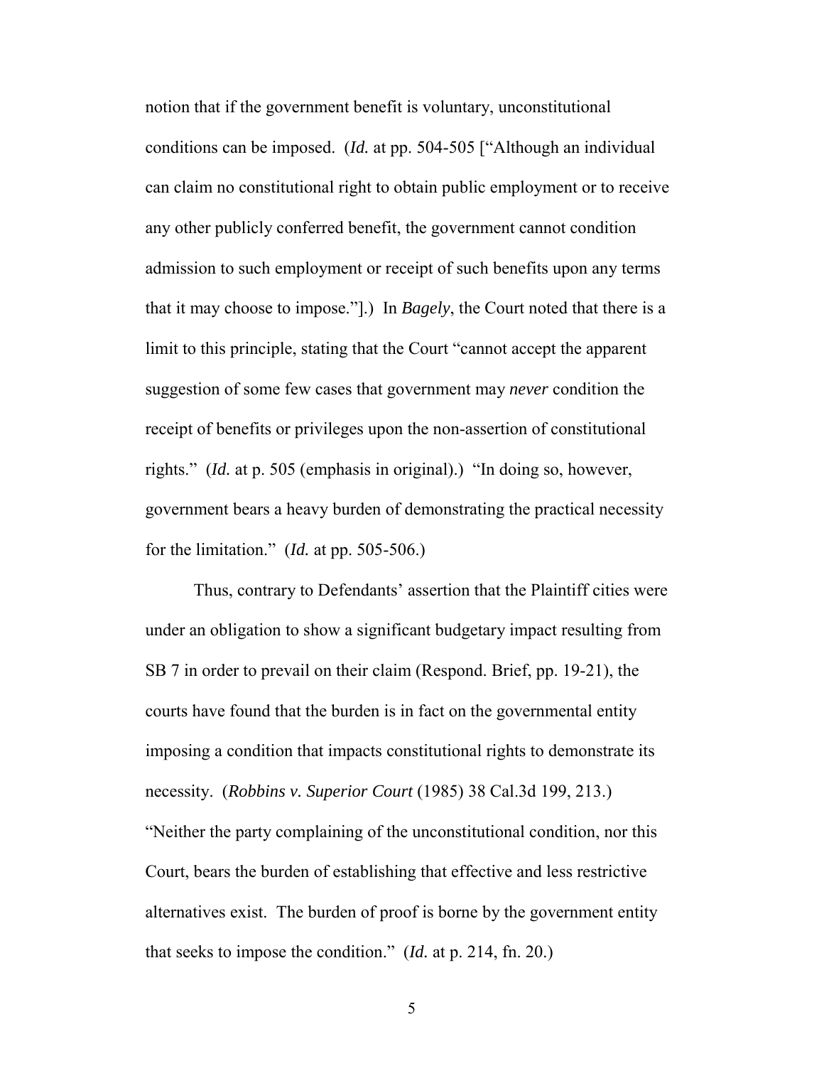notion that if the government benefit is voluntary, unconstitutional conditions can be imposed. (*Id.* at pp. 504-505 ["Although an individual can claim no constitutional right to obtain public employment or to receive any other publicly conferred benefit, the government cannot condition admission to such employment or receipt of such benefits upon any terms that it may choose to impose."].) In *Bagely*, the Court noted that there is a limit to this principle, stating that the Court "cannot accept the apparent suggestion of some few cases that government may *never* condition the receipt of benefits or privileges upon the non-assertion of constitutional rights." (*Id.* at p. 505 (emphasis in original).) "In doing so, however, government bears a heavy burden of demonstrating the practical necessity for the limitation." (*Id.* at pp. 505-506.)

Thus, contrary to Defendants' assertion that the Plaintiff cities were under an obligation to show a significant budgetary impact resulting from SB 7 in order to prevail on their claim (Respond. Brief, pp. 19-21), the courts have found that the burden is in fact on the governmental entity imposing a condition that impacts constitutional rights to demonstrate its necessity. (*Robbins v. Superior Court* (1985) 38 Cal.3d 199, 213.) "Neither the party complaining of the unconstitutional condition, nor this Court, bears the burden of establishing that effective and less restrictive alternatives exist. The burden of proof is borne by the government entity that seeks to impose the condition." (*Id.* at p. 214, fn. 20.)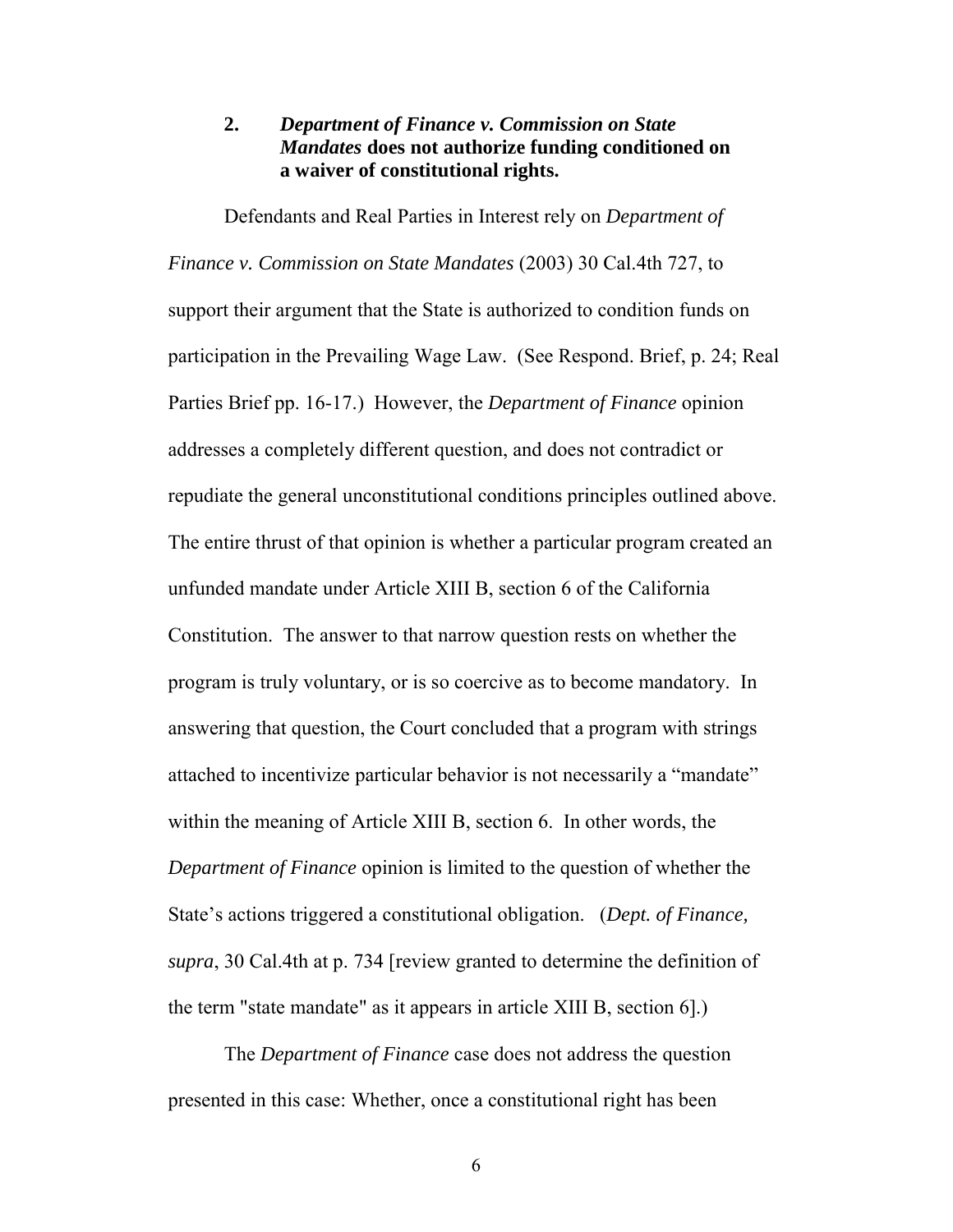### 2. *Department of Finance v. Commission on State Mandates* does not authorize funding conditioned on a waiver of constitutional rights.

Defendants and Real Parties in Interest rely on *Department of Finance v. Commission on State Mandates* (2003) 30 Cal.4th 727, to support their argument that the State is authorized to condition funds on participation in the Prevailing Wage Law. (See Respond. Brief, p. 24; Real Parties Brief pp. 16-17.) However, the *Department of Finance* opinion addresses a completely different question, and does not contradict or repudiate the general unconstitutional conditions principles outlined above. The entire thrust of that opinion is whether a particular program created an unfunded mandate under Article XIII B, section 6 of the California Constitution. The answer to that narrow question rests on whether the program is truly voluntary, or is so coercive as to become mandatory. In answering that question, the Court concluded that a program with strings attached to incentivize particular behavior is not necessarily a "mandate" within the meaning of Article XIII B, section 6. In other words, the *Department of Finance* opinion is limited to the question of whether the State's actions triggered a constitutional obligation. (*Dept. of Finance, supra*, 30 Cal.4th at p. 734 [review granted to determine the definition of the term "state mandate" as it appears in article XIII B, section 6].)

The *Department of Finance* case does not address the question presented in this case: Whether, once a constitutional right has been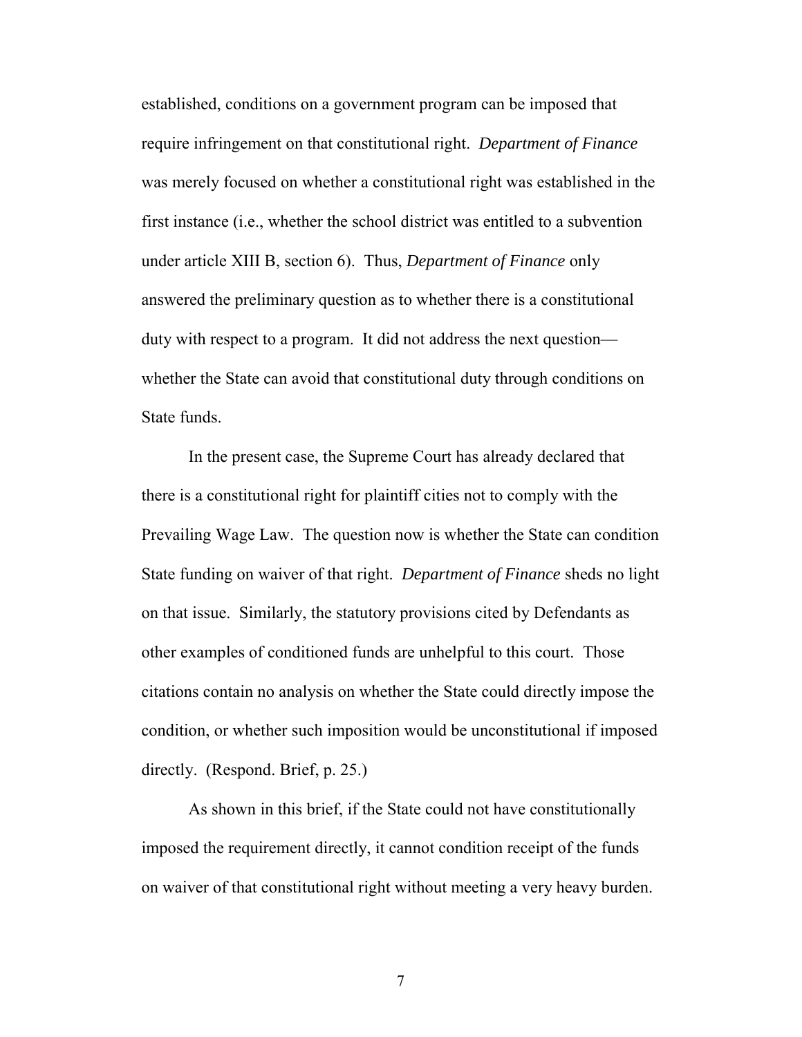established, conditions on a government program can be imposed that require infringement on that constitutional right. *Department of Finance* was merely focused on whether a constitutional right was established in the first instance (i.e., whether the school district was entitled to a subvention under article XIII B, section 6). Thus, *Department of Finance* only answered the preliminary question as to whether there is a constitutional duty with respect to a program. It did not address the next question—whether the State can avoid that constitutional duty through conditions on State funds.

In the present case, the Supreme Court has already declared that there is a constitutional right for plaintiff cities not to comply with the Prevailing Wage Law. The question now is whether the State can condition State funding on waiver of that right. *Department of Finance* sheds no light on that issue. Similarly, the statutory provisions cited by Defendants as other examples of conditioned funds are unhelpful to this court. Those citations contain no analysis on whether the State could directly impose the condition, or whether such imposition would be unconstitutional if imposed directly. (Respond. Brief, p. 25.)

As shown in this brief, if the State could not have constitutionally imposed the requirement directly, it cannot condition receipt of the funds on waiver of that constitutional right without meeting a very heavy burden.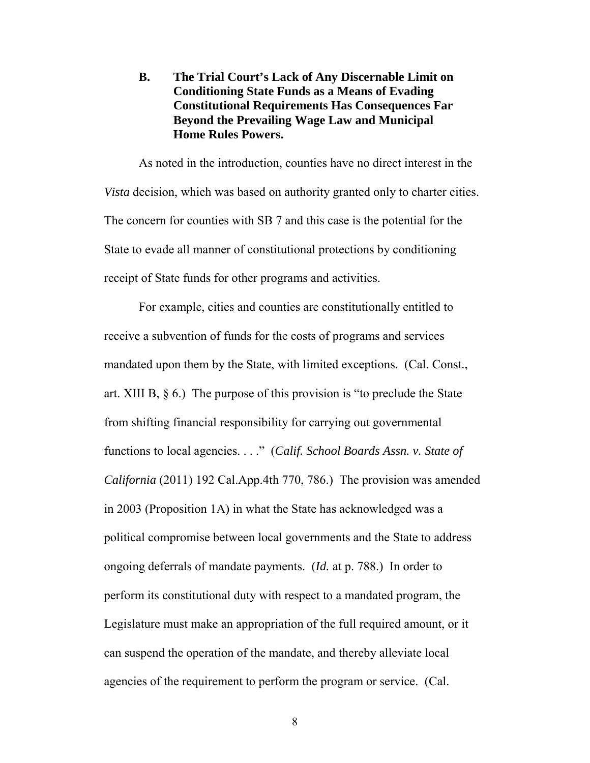**B. The Trial Court's Lack of Any Discernable Limit on Conditioning State Funds as a Means of Evading Constitutional Requirements Has Consequences Far Beyond the Prevailing Wage Law and Municipal Home Rules Powers.**

As noted in the introduction, counties have no direct interest in the *Vista* decision, which was based on authority granted only to charter cities. The concern for counties with SB 7 and this case is the potential for the State to evade all manner of constitutional protections by conditioning receipt of State funds for other programs and activities.

For example, cities and counties are constitutionally entitled to receive a subvention of funds for the costs of programs and services mandated upon them by the State, with limited exceptions. (Cal. Const., art. XIII B, § 6.) The purpose of this provision is "to preclude the State from shifting financial responsibility for carrying out governmental functions to local agencies. . . ." (*Calif. School Boards Assn. v. State of California* (2011) 192 Cal.App.4th 770, 786.) The provision was amended in 2003 (Proposition 1A) in what the State has acknowledged was a political compromise between local governments and the State to address ongoing deferrals of mandate payments. (*Id.* at p. 788.) In order to perform its constitutional duty with respect to a mandated program, the Legislature must make an appropriation of the full required amount, or it can suspend the operation of the mandate, and thereby alleviate local agencies of the requirement to perform the program or service. (Cal.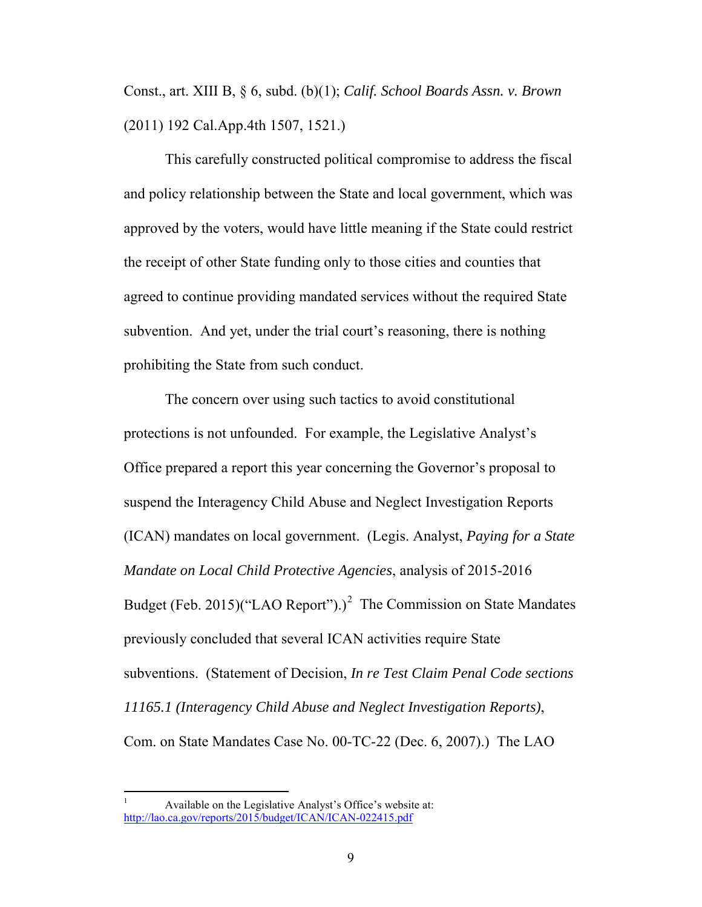Const., art. XIII B, § 6, subd. (b)(1); *Calif. School Boards Assn. v. Brown* (2011) 192 Cal.App.4th 1507, 1521.)

This carefully constructed political compromise to address the fiscal and policy relationship between the State and local government, which was approved by the voters, would have little meaning if the State could restrict the receipt of other State funding only to those cities and counties that agreed to continue providing mandated services without the required State subvention. And yet, under the trial court's reasoning, there is nothing prohibiting the State from such conduct.

The concern over using such tactics to avoid constitutional protections is not unfounded. For example, the Legislative Analyst's Office prepared a report this year concerning the Governor's proposal to suspend the Interagency Child Abuse and Neglect Investigation Reports (ICAN) mandates on local government. (Legis. Analyst, *Paying for a State Mandate on Local Child Protective Agencies*, analysis of 2015-2016 Budget (Feb. 2015)("LAO Report").)[2] The Commission on State Mandates previously concluded that several ICAN activities require State subventions. (Statement of Decision, *In re Test Claim Penal Code sections 11165.1 (Interagency Child Abuse and Neglect Investigation Reports)*, Com. on State Mandates Case No. 00-TC-22 (Dec. 6, 2007).) The LAO

---

[1] Available on the Legislative Analyst's Office's website at: http://lao.ca.gov/reports/2015/budget/ICAN/ICAN-022415.pdf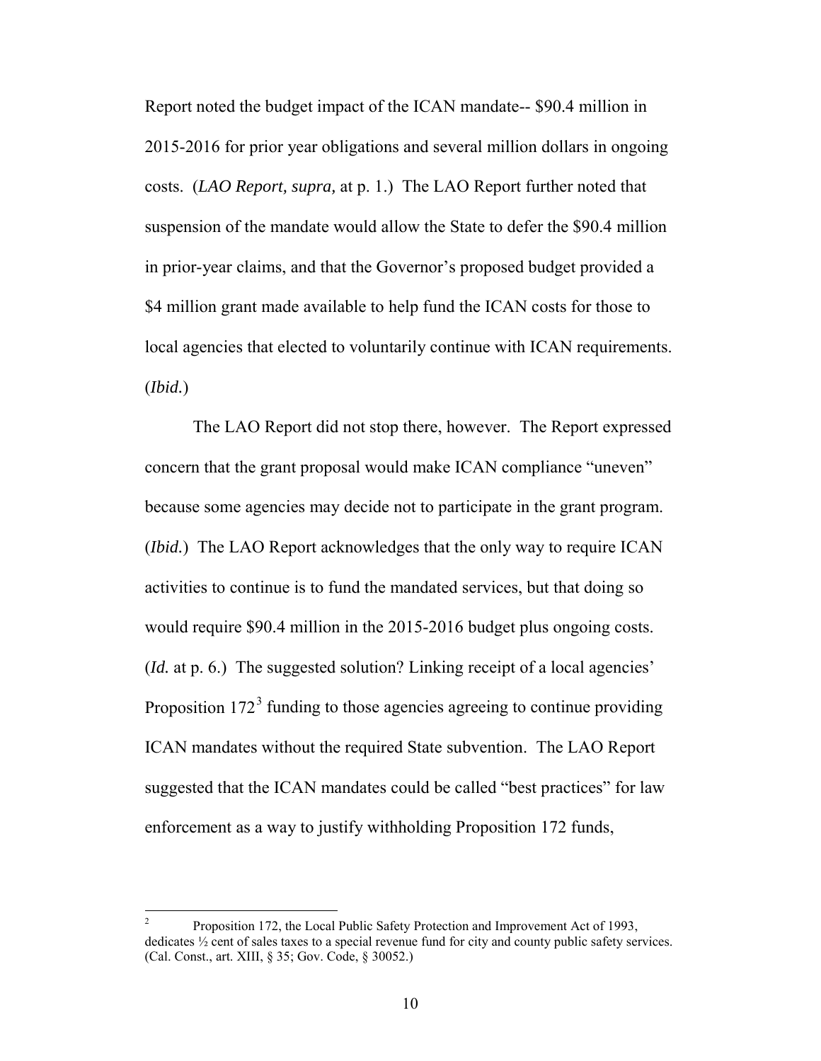Report noted the budget impact of the ICAN mandate-- $90.4 million in 2015-2016 for prior year obligations and several million dollars in ongoing costs. (*LAO Report, supra,* at p. 1.) The LAO Report further noted that suspension of the mandate would allow the State to defer the $90.4 million in prior-year claims, and that the Governor's proposed budget provided a $4 million grant made available to help fund the ICAN costs for those to local agencies that elected to voluntarily continue with ICAN requirements. (*Ibid.*)

The LAO Report did not stop there, however. The Report expressed concern that the grant proposal would make ICAN compliance "uneven" because some agencies may decide not to participate in the grant program. (*Ibid.*) The LAO Report acknowledges that the only way to require ICAN activities to continue is to fund the mandated services, but that doing so would require $90.4 million in the 2015-2016 budget plus ongoing costs. (*Id.* at p. 6.) The suggested solution? Linking receipt of a local agencies' Proposition 172[3] funding to those agencies agreeing to continue providing ICAN mandates without the required State subvention. The LAO Report suggested that the ICAN mandates could be called "best practices" for law enforcement as a way to justify withholding Proposition 172 funds,

---

[2] Proposition 172, the Local Public Safety Protection and Improvement Act of 1993, dedicates ½ cent of sales taxes to a special revenue fund for city and county public safety services. (Cal. Const., art. XIII, § 35; Gov. Code, § 30052.)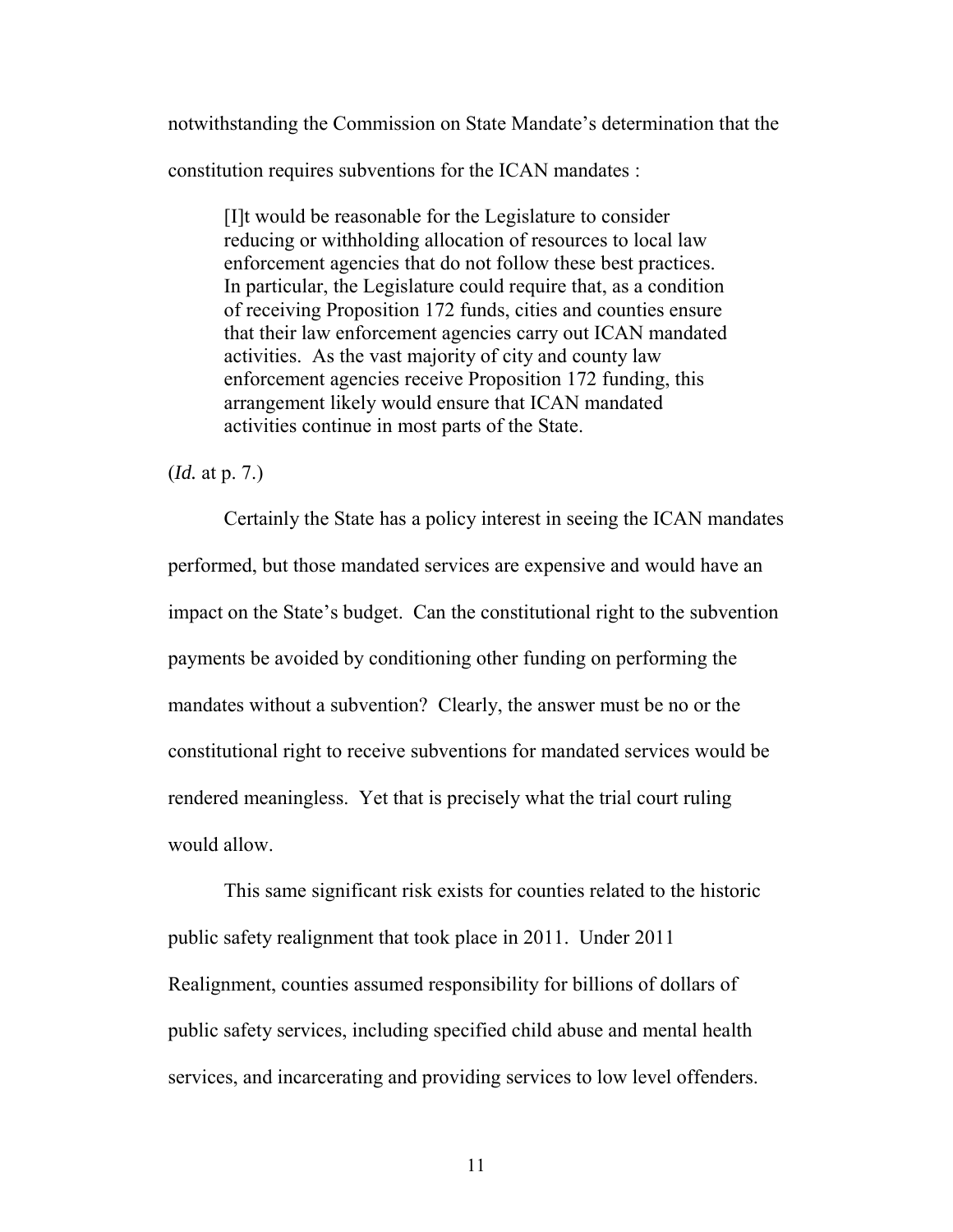notwithstanding the Commission on State Mandate's determination that the constitution requires subventions for the ICAN mandates :

> [I]t would be reasonable for the Legislature to consider reducing or withholding allocation of resources to local law enforcement agencies that do not follow these best practices. In particular, the Legislature could require that, as a condition of receiving Proposition 172 funds, cities and counties ensure that their law enforcement agencies carry out ICAN mandated activities. As the vast majority of city and county law enforcement agencies receive Proposition 172 funding, this arrangement likely would ensure that ICAN mandated activities continue in most parts of the State.

(*Id.* at p. 7.)

Certainly the State has a policy interest in seeing the ICAN mandates performed, but those mandated services are expensive and would have an impact on the State's budget. Can the constitutional right to the subvention payments be avoided by conditioning other funding on performing the mandates without a subvention? Clearly, the answer must be no or the constitutional right to receive subventions for mandated services would be rendered meaningless. Yet that is precisely what the trial court ruling would allow.

This same significant risk exists for counties related to the historic public safety realignment that took place in 2011. Under 2011 Realignment, counties assumed responsibility for billions of dollars of public safety services, including specified child abuse and mental health services, and incarcerating and providing services to low level offenders.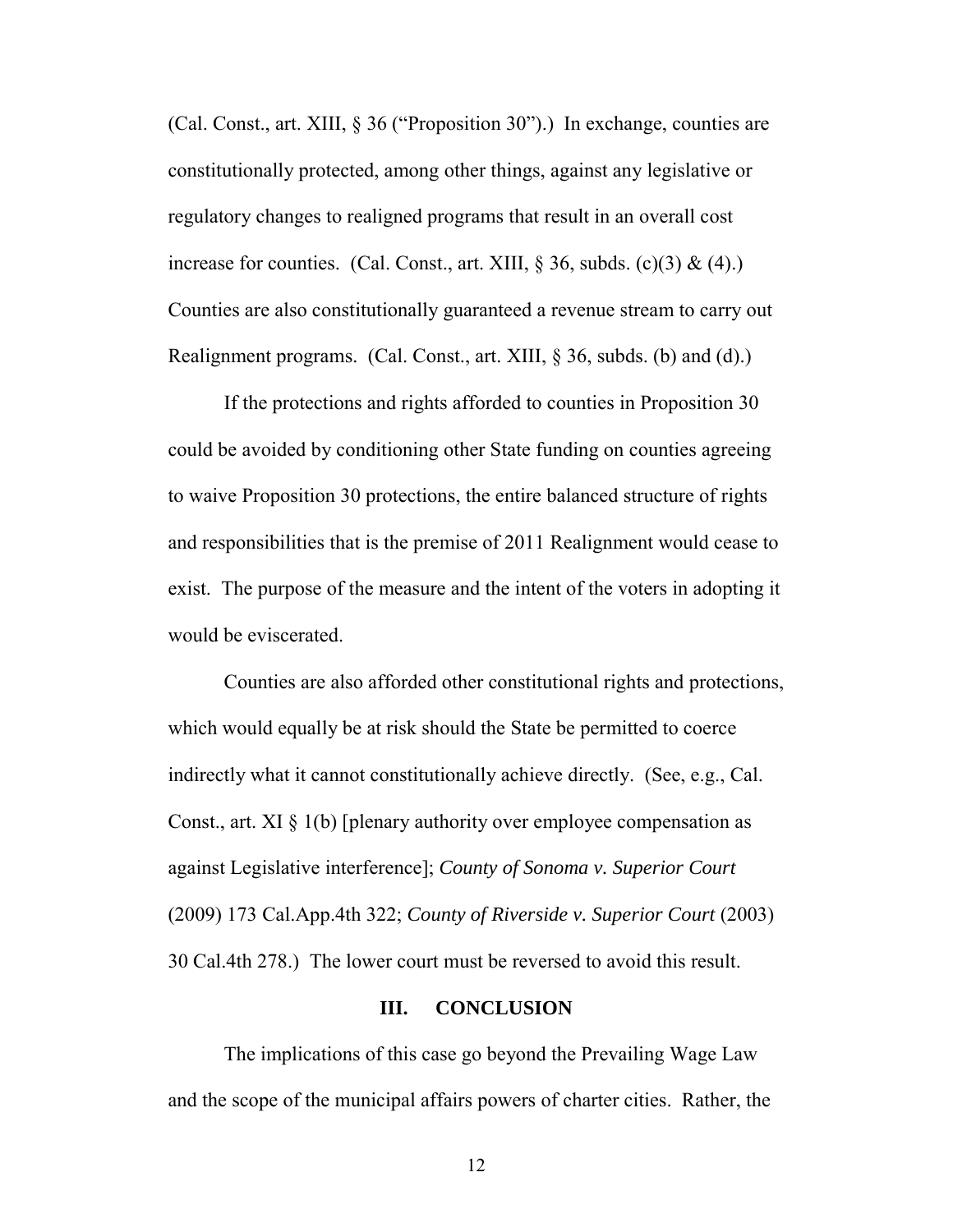(Cal. Const., art. XIII, § 36 ("Proposition 30").) In exchange, counties are constitutionally protected, among other things, against any legislative or regulatory changes to realigned programs that result in an overall cost increase for counties. (Cal. Const., art. XIII, § 36, subds. (c)(3) & (4).) Counties are also constitutionally guaranteed a revenue stream to carry out Realignment programs. (Cal. Const., art. XIII, § 36, subds. (b) and (d).)

If the protections and rights afforded to counties in Proposition 30 could be avoided by conditioning other State funding on counties agreeing to waive Proposition 30 protections, the entire balanced structure of rights and responsibilities that is the premise of 2011 Realignment would cease to exist. The purpose of the measure and the intent of the voters in adopting it would be eviscerated.

Counties are also afforded other constitutional rights and protections, which would equally be at risk should the State be permitted to coerce indirectly what it cannot constitutionally achieve directly. (See, e.g., Cal. Const., art. XI § 1(b) [plenary authority over employee compensation as against Legislative interference]; *County of Sonoma v. Superior Court* (2009) 173 Cal.App.4th 322; *County of Riverside v. Superior Court* (2003) 30 Cal.4th 278.) The lower court must be reversed to avoid this result.

## III. CONCLUSION

The implications of this case go beyond the Prevailing Wage Law and the scope of the municipal affairs powers of charter cities. Rather, the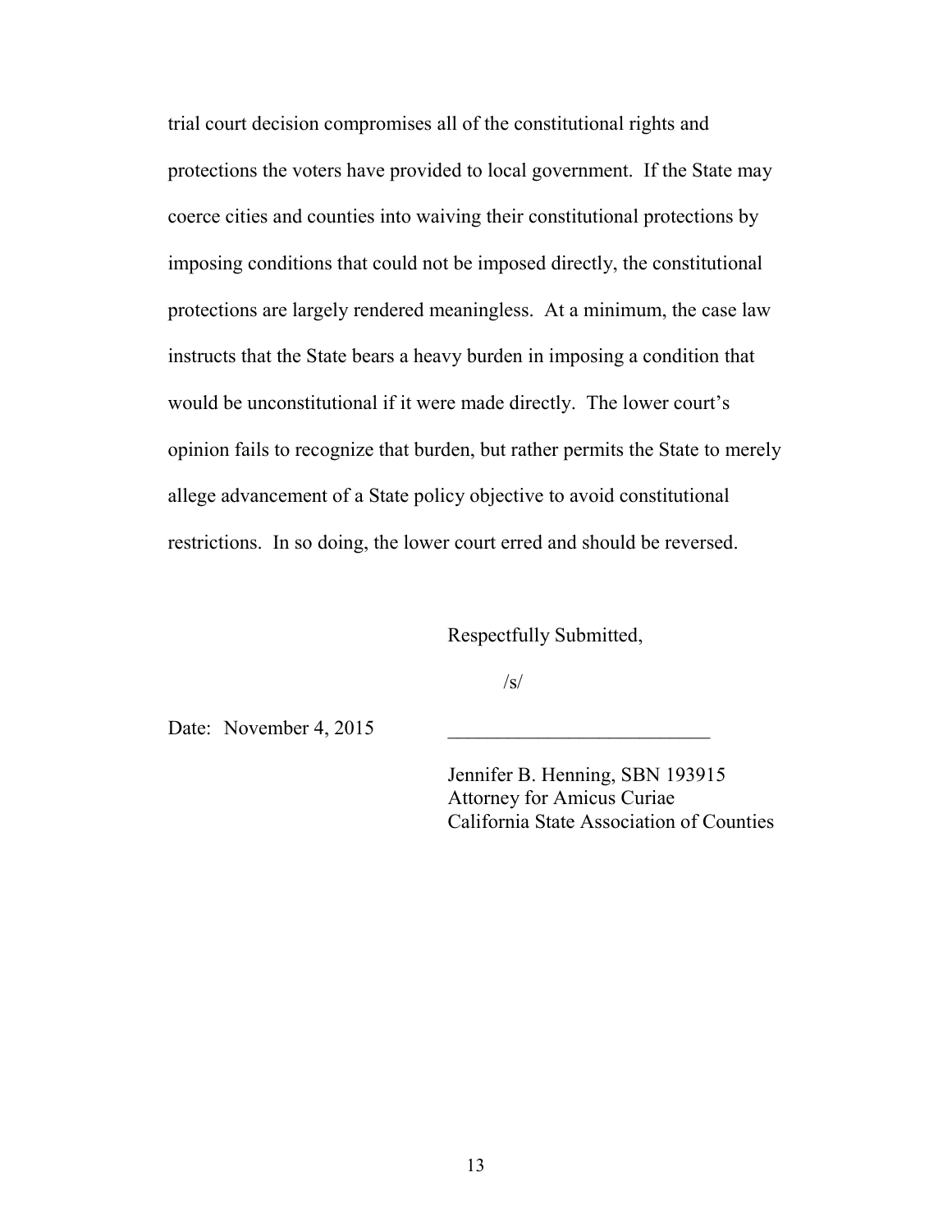trial court decision compromises all of the constitutional rights and protections the voters have provided to local government. If the State may coerce cities and counties into waiving their constitutional protections by imposing conditions that could not be imposed directly, the constitutional protections are largely rendered meaningless. At a minimum, the case law instructs that the State bears a heavy burden in imposing a condition that would be unconstitutional if it were made directly. The lower court's opinion fails to recognize that burden, but rather permits the State to merely allege advancement of a State policy objective to avoid constitutional restrictions. In so doing, the lower court erred and should be reversed.

Respectfully Submitted,

/s/

Date: November 4, 2015 ___________________________

Jennifer B. Henning, SBN 193915
Attorney for Amicus Curiae
California State Association of Counties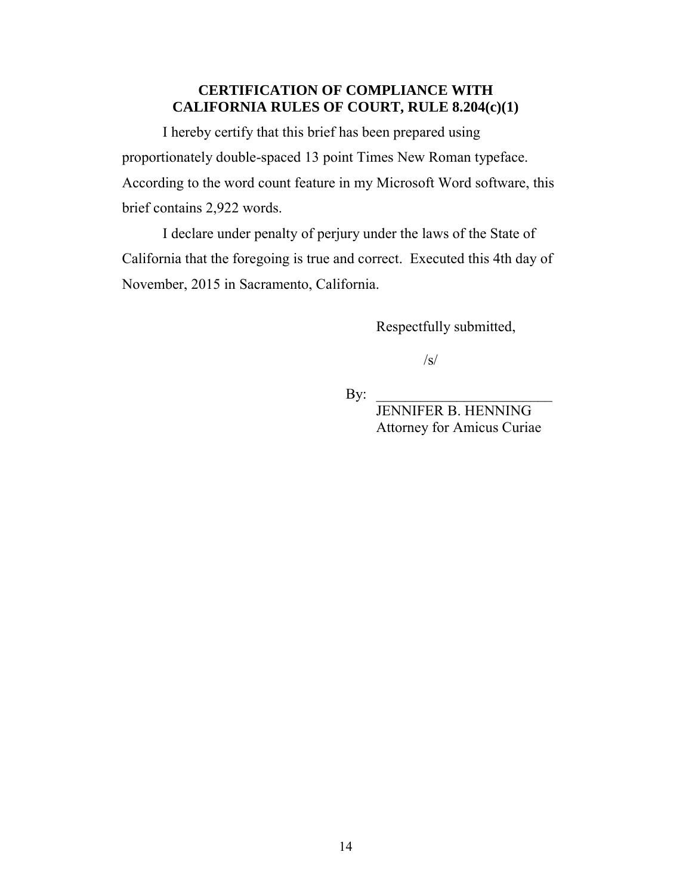**CERTIFICATION OF COMPLIANCE WITH CALIFORNIA RULES OF COURT, RULE 8.204(c)(1)**

I hereby certify that this brief has been prepared using proportionately double-spaced 13 point Times New Roman typeface. According to the word count feature in my Microsoft Word software, this brief contains 2,922 words.

I declare under penalty of perjury under the laws of the State of California that the foregoing is true and correct. Executed this 4th day of November, 2015 in Sacramento, California.

Respectfully submitted,

/s/

By: ________________________

JENNIFER B. HENNING
Attorney for Amicus Curiae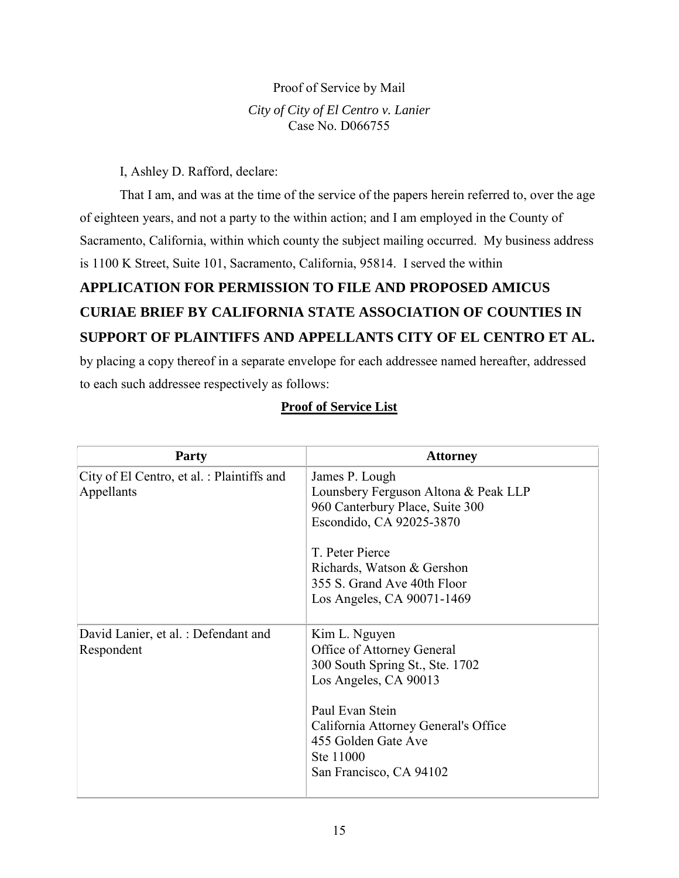Proof of Service by Mail

*City of City of El Centro v. Lanier*
Case No. D066755

I, Ashley D. Rafford, declare:

That I am, and was at the time of the service of the papers herein referred to, over the age of eighteen years, and not a party to the within action; and I am employed in the County of Sacramento, California, within which county the subject mailing occurred. My business address is 1100 K Street, Suite 101, Sacramento, California, 95814. I served the within

**APPLICATION FOR PERMISSION TO FILE AND PROPOSED AMICUS CURIAE BRIEF BY CALIFORNIA STATE ASSOCIATION OF COUNTIES IN SUPPORT OF PLAINTIFFS AND APPELLANTS CITY OF EL CENTRO ET AL.**

by placing a copy thereof in a separate envelope for each addressee named hereafter, addressed to each such addressee respectively as follows:

**Proof of Service List**

| Party | Attorney |
|---|---|
| City of El Centro, et al. : Plaintiffs and Appellants | James P. Lough<br>Lounsbery Ferguson Altona & Peak LLP<br>960 Canterbury Place, Suite 300<br>Escondido, CA 92025-3870<br><br>T. Peter Pierce<br>Richards, Watson & Gershon<br>355 S. Grand Ave 40th Floor<br>Los Angeles, CA 90071-1469 |
| David Lanier, et al. : Defendant and Respondent | Kim L. Nguyen<br>Office of Attorney General<br>300 South Spring St., Ste. 1702<br>Los Angeles, CA 90013<br><br>Paul Evan Stein<br>California Attorney General's Office<br>455 Golden Gate Ave<br>Ste 11000<br>San Francisco, CA 94102 |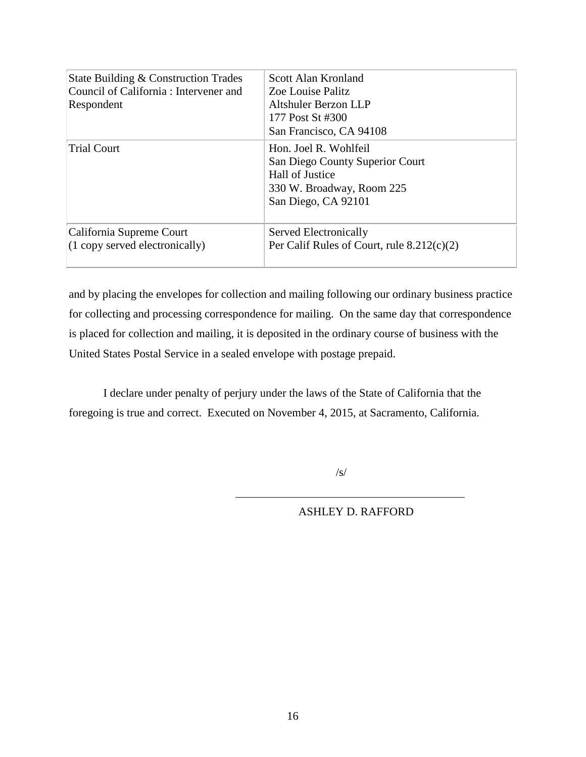| | |
|---|---|
| State Building & Construction Trades Council of California : Intervener and Respondent | Scott Alan Kronland<br>Zoe Louise Palitz<br>Altshuler Berzon LLP<br>177 Post St #300<br>San Francisco, CA 94108 |
| Trial Court | Hon. Joel R. Wohlfeil<br>San Diego County Superior Court<br>Hall of Justice<br>330 W. Broadway, Room 225<br>San Diego, CA 92101 |
| California Supreme Court<br>(1 copy served electronically) | Served Electronically<br>Per Calif Rules of Court, rule 8.212(c)(2) |

and by placing the envelopes for collection and mailing following our ordinary business practice for collecting and processing correspondence for mailing. On the same day that correspondence is placed for collection and mailing, it is deposited in the ordinary course of business with the United States Postal Service in a sealed envelope with postage prepaid.

I declare under penalty of perjury under the laws of the State of California that the foregoing is true and correct. Executed on November 4, 2015, at Sacramento, California.

/s/

ASHLEY D. RAFFORD